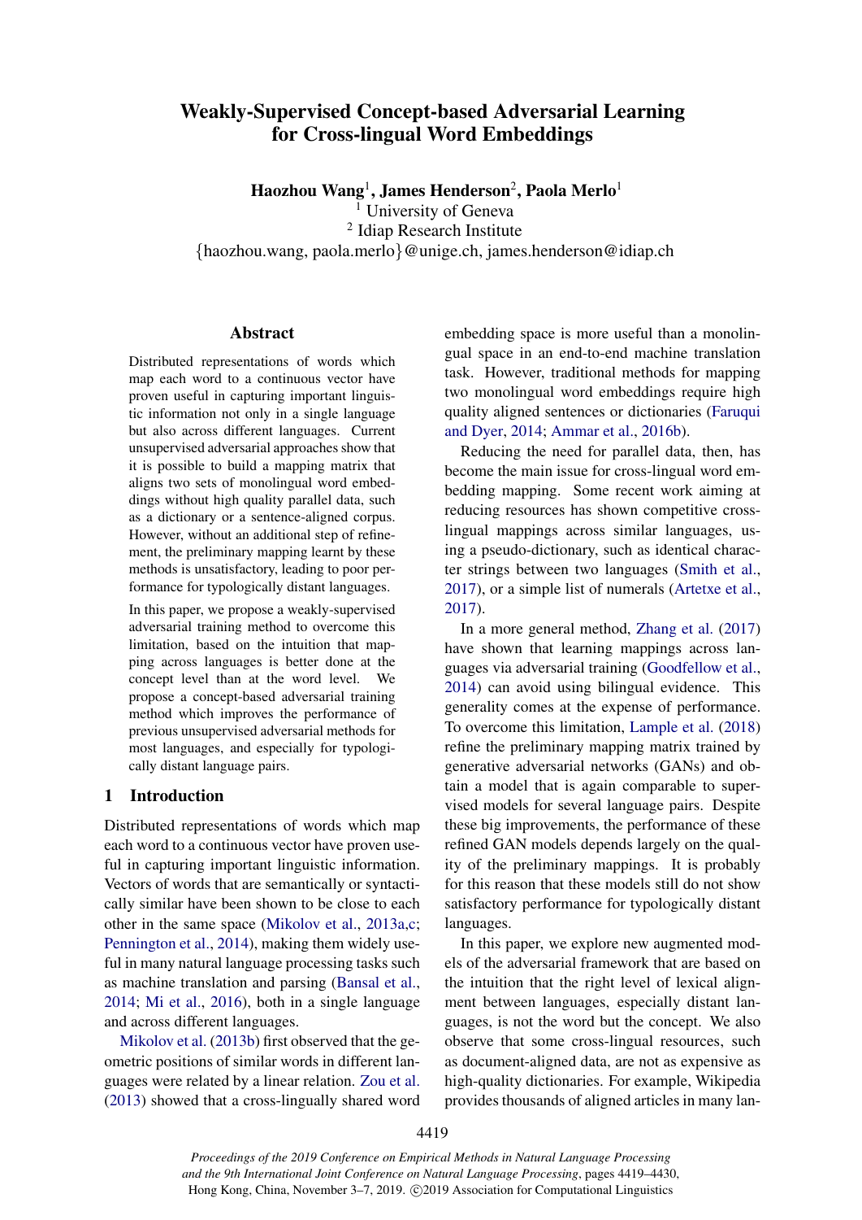# Weakly-Supervised Concept-based Adversarial Learning for Cross-lingual Word Embeddings

**Haozhou Wang**[1], **James Henderson**[2], **Paola Merlo**[1]

[1] University of Geneva

[2] Idiap Research Institute

{haozhou.wang, paola.merlo}@unige.ch, james.henderson@idiap.ch

## Abstract

Distributed representations of words which map each word to a continuous vector have proven useful in capturing important linguistic information not only in a single language but also across different languages. Current unsupervised adversarial approaches show that it is possible to build a mapping matrix that aligns two sets of monolingual word embeddings without high quality parallel data, such as a dictionary or a sentence-aligned corpus. However, without an additional step of refinement, the preliminary mapping learnt by these methods is unsatisfactory, leading to poor performance for typologically distant languages.

In this paper, we propose a weakly-supervised adversarial training method to overcome this limitation, based on the intuition that mapping across languages is better done at the concept level than at the word level. We propose a concept-based adversarial training method which improves the performance of previous unsupervised adversarial methods for most languages, and especially for typologically distant language pairs.

## 1 Introduction

Distributed representations of words which map each word to a continuous vector have proven useful in capturing important linguistic information. Vectors of words that are semantically or syntactically similar have been shown to be close to each other in the same space (Mikolov et al., 2013a,c; Pennington et al., 2014), making them widely useful in many natural language processing tasks such as machine translation and parsing (Bansal et al., 2014; Mi et al., 2016), both in a single language and across different languages.

Mikolov et al. (2013b) first observed that the geometric positions of similar words in different languages were related by a linear relation. Zou et al. (2013) showed that a cross-lingually shared word embedding space is more useful than a monolingual space in an end-to-end machine translation task. However, traditional methods for mapping two monolingual word embeddings require high quality aligned sentences or dictionaries (Faruqui and Dyer, 2014; Ammar et al., 2016b).

Reducing the need for parallel data, then, has become the main issue for cross-lingual word embedding mapping. Some recent work aiming at reducing resources has shown competitive cross-lingual mappings across similar languages, using a pseudo-dictionary, such as identical character strings between two languages (Smith et al., 2017), or a simple list of numerals (Artetxe et al., 2017).

In a more general method, Zhang et al. (2017) have shown that learning mappings across languages via adversarial training (Goodfellow et al., 2014) can avoid using bilingual evidence. This generality comes at the expense of performance. To overcome this limitation, Lample et al. (2018) refine the preliminary mapping matrix trained by generative adversarial networks (GANs) and obtain a model that is again comparable to supervised models for several language pairs. Despite these big improvements, the performance of these refined GAN models depends largely on the quality of the preliminary mappings. It is probably for this reason that these models still do not show satisfactory performance for typologically distant languages.

In this paper, we explore new augmented models of the adversarial framework that are based on the intuition that the right level of lexical alignment between languages, especially distant languages, is not the word but the concept. We also observe that some cross-lingual resources, such as document-aligned data, are not as expensive as high-quality dictionaries. For example, Wikipedia provides thousands of aligned articles in many lan-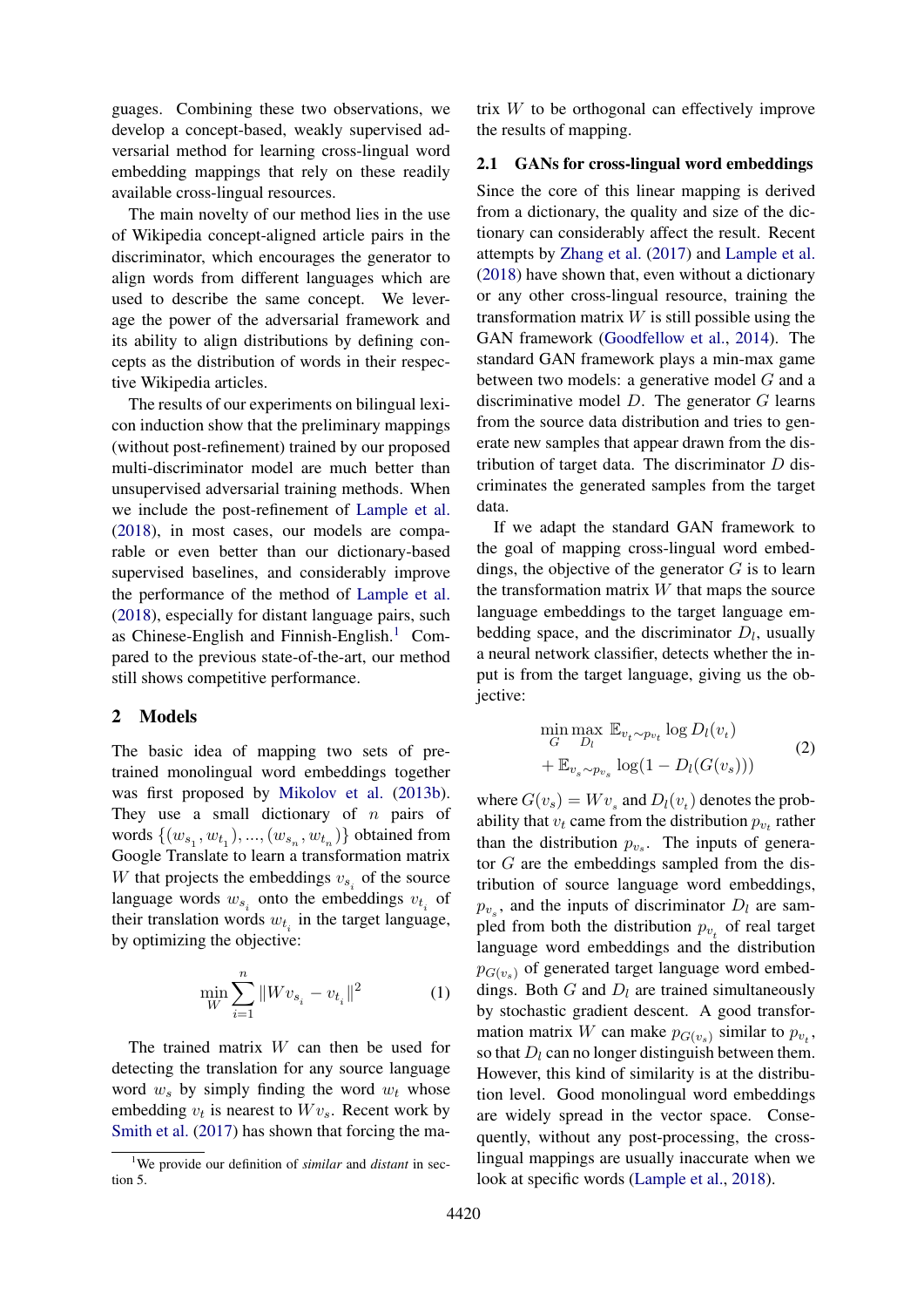guages. Combining these two observations, we develop a concept-based, weakly supervised adversarial method for learning cross-lingual word embedding mappings that rely on these readily available cross-lingual resources.

The main novelty of our method lies in the use of Wikipedia concept-aligned article pairs in the discriminator, which encourages the generator to align words from different languages which are used to describe the same concept. We leverage the power of the adversarial framework and its ability to align distributions by defining concepts as the distribution of words in their respective Wikipedia articles.

The results of our experiments on bilingual lexicon induction show that the preliminary mappings (without post-refinement) trained by our proposed multi-discriminator model are much better than unsupervised adversarial training methods. When we include the post-refinement of Lample et al. (2018), in most cases, our models are comparable or even better than our dictionary-based supervised baselines, and considerably improve the performance of the method of Lample et al. (2018), especially for distant language pairs, such as Chinese-English and Finnish-English.[1] Compared to the previous state-of-the-art, our method still shows competitive performance.

## 2 Models

The basic idea of mapping two sets of pre-trained monolingual word embeddings together was first proposed by Mikolov et al. (2013b). They use a small dictionary of $n$ pairs of words $\{(w_{s_1}, w_{t_1}), ..., (w_{s_n}, w_{t_n})\}$ obtained from Google Translate to learn a transformation matrix $W$ that projects the embeddings $v_{s_i}$ of the source language words $w_{s_i}$ onto the embeddings $v_{t_i}$ of their translation words $w_{t_i}$ in the target language, by optimizing the objective:

$$\min_W \sum_{i=1}^{n} \|Wv_{s_i} - v_{t_i}\|^2 \tag{1}$$

The trained matrix $W$ can then be used for detecting the translation for any source language word $w_s$ by simply finding the word $w_t$ whose embedding $v_t$ is nearest to $Wv_s$. Recent work by Smith et al. (2017) has shown that forcing the matrix $W$ to be orthogonal can effectively improve the results of mapping.

### 2.1 GANs for cross-lingual word embeddings

Since the core of this linear mapping is derived from a dictionary, the quality and size of the dictionary can considerably affect the result. Recent attempts by Zhang et al. (2017) and Lample et al. (2018) have shown that, even without a dictionary or any other cross-lingual resource, training the transformation matrix $W$ is still possible using the GAN framework (Goodfellow et al., 2014). The standard GAN framework plays a min-max game between two models: a generative model $G$ and a discriminative model $D$. The generator $G$ learns from the source data distribution and tries to generate new samples that appear drawn from the distribution of target data. The discriminator $D$ discriminates the generated samples from the target data.

If we adapt the standard GAN framework to the goal of mapping cross-lingual word embeddings, the objective of the generator $G$ is to learn the transformation matrix $W$ that maps the source language embeddings to the target language embedding space, and the discriminator $D_l$, usually a neural network classifier, detects whether the input is from the target language, giving us the objective:

$$\begin{aligned}\min_G \max_{D_l} \ & \mathbb{E}_{v_t \sim p_{v_t}} \log D_l(v_t) \\ & + \mathbb{E}_{v_s \sim p_{v_s}} \log(1 - D_l(G(v_s)))\end{aligned} \tag{2}$$

where $G(v_s) = Wv_s$ and $D_l(v_t)$ denotes the probability that $v_t$ came from the distribution $p_{v_t}$ rather than the distribution $p_{v_s}$. The inputs of generator $G$ are the embeddings sampled from the distribution of source language word embeddings, $p_{v_s}$, and the inputs of discriminator $D_l$ are sampled from both the distribution $p_{v_t}$ of real target language word embeddings and the distribution $p_{G(v_s)}$ of generated target language word embeddings. Both $G$ and $D_l$ are trained simultaneously by stochastic gradient descent. A good transformation matrix $W$ can make $p_{G(v_s)}$ similar to $p_{v_t}$, so that $D_l$ can no longer distinguish between them. However, this kind of similarity is at the distribution level. Good monolingual word embeddings are widely spread in the vector space. Consequently, without any post-processing, the cross-lingual mappings are usually inaccurate when we look at specific words (Lample et al., 2018).

[1] We provide our definition of *similar* and *distant* in section 5.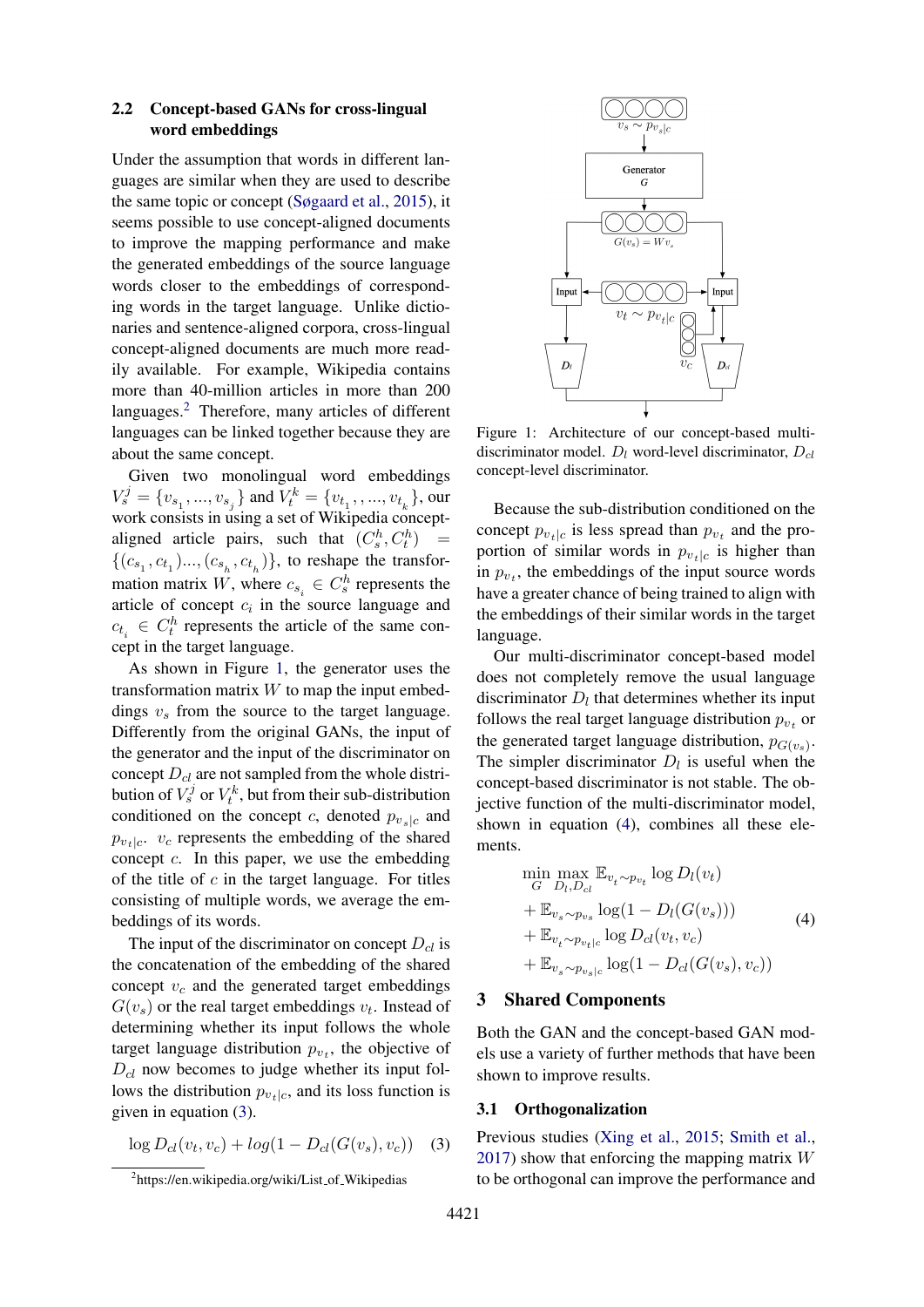### 2.2 Concept-based GANs for cross-lingual word embeddings

Under the assumption that words in different languages are similar when they are used to describe the same topic or concept (Søgaard et al., 2015), it seems possible to use concept-aligned documents to improve the mapping performance and make the generated embeddings of the source language words closer to the embeddings of corresponding words in the target language. Unlike dictionaries and sentence-aligned corpora, cross-lingual concept-aligned documents are much more readily available. For example, Wikipedia contains more than 40-million articles in more than 200 languages.[2] Therefore, many articles of different languages can be linked together because they are about the same concept.

Given two monolingual word embeddings $V_s^j = \{v_{s_1}, ..., v_{s_j}\}$ and $V_t^k = \{v_{t_1}, , ..., v_{t_k}\}$, our work consists in using a set of Wikipedia concept-aligned article pairs, such that $(C_s^h, C_t^h) = \{(c_{s_1}, c_{t_1})..., (c_{s_h}, c_{t_h})\}$, to reshape the transformation matrix $W$, where $c_{s_i} \in C_s^h$ represents the article of concept $c_i$ in the source language and $c_{t_i} \in C_t^h$ represents the article of the same concept in the target language.

As shown in Figure 1, the generator uses the transformation matrix $W$ to map the input embeddings $v_s$ from the source to the target language. Differently from the original GANs, the input of the generator and the input of the discriminator on concept $D_{cl}$ are not sampled from the whole distribution of $V_s^j$ or $V_t^k$, but from their sub-distribution conditioned on the concept $c$, denoted $p_{v_s|c}$ and $p_{v_t|c}$. $v_c$ represents the embedding of the shared concept $c$. In this paper, we use the embedding of the title of $c$ in the target language. For titles consisting of multiple words, we average the embeddings of its words.

The input of the discriminator on concept $D_{cl}$ is the concatenation of the embedding of the shared concept $v_c$ and the generated target embeddings $G(v_s)$ or the real target embeddings $v_t$. Instead of determining whether its input follows the whole target language distribution $p_{v_t}$, the objective of $D_{cl}$ now becomes to judge whether its input follows the distribution $p_{v_t|c}$, and its loss function is given in equation (3).

$$\log D_{cl}(v_t, v_c) + log(1 - D_{cl}(G(v_s), v_c)) \quad (3)$$

Figure 1: Architecture of our concept-based multi-discriminator model. $D_l$ word-level discriminator, $D_{cl}$ concept-level discriminator.

Because the sub-distribution conditioned on the concept $p_{v_t|c}$ is less spread than $p_{v_t}$ and the proportion of similar words in $p_{v_t|c}$ is higher than in $p_{v_t}$, the embeddings of the input source words have a greater chance of being trained to align with the embeddings of their similar words in the target language.

Our multi-discriminator concept-based model does not completely remove the usual language discriminator $D_l$ that determines whether its input follows the real target language distribution $p_{v_t}$ or the generated target language distribution, $p_{G(v_s)}$. The simpler discriminator $D_l$ is useful when the concept-based discriminator is not stable. The objective function of the multi-discriminator model, shown in equation (4), combines all these elements.

$$\begin{aligned}
\min_{G} \max_{D_l, D_{cl}} \; & \mathbb{E}_{v_t \sim p_{v_t}} \log D_l(v_t) \\
& + \mathbb{E}_{v_s \sim p_{v_s}} \log(1 - D_l(G(v_s))) \\
& + \mathbb{E}_{v_t \sim p_{v_t|c}} \log D_{cl}(v_t, v_c) \\
& + \mathbb{E}_{v_s \sim p_{v_s|c}} \log(1 - D_{cl}(G(v_s), v_c))
\end{aligned} \quad (4)$$

## 3 Shared Components

Both the GAN and the concept-based GAN models use a variety of further methods that have been shown to improve results.

### 3.1 Orthogonalization

Previous studies (Xing et al., 2015; Smith et al., 2017) show that enforcing the mapping matrix $W$ to be orthogonal can improve the performance and

[2] https://en.wikipedia.org/wiki/List_of_Wikipedias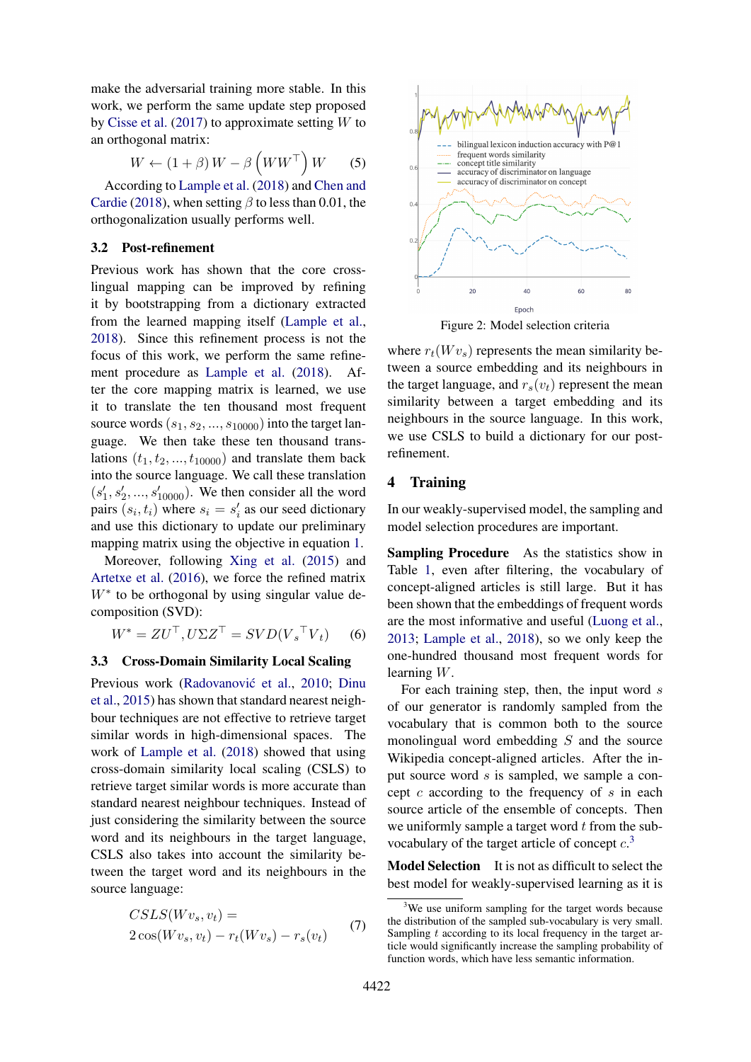make the adversarial training more stable. In this work, we perform the same update step proposed by Cisse et al. (2017) to approximate setting $W$ to an orthogonal matrix:

$$W \leftarrow (1+\beta)\, W - \beta \left(WW^\top\right) W \tag{5}$$

According to Lample et al. (2018) and Chen and Cardie (2018), when setting $\beta$ to less than 0.01, the orthogonalization usually performs well.

### 3.2 Post-refinement

Previous work has shown that the core cross-lingual mapping can be improved by refining it by bootstrapping from a dictionary extracted from the learned mapping itself (Lample et al., 2018). Since this refinement process is not the focus of this work, we perform the same refinement procedure as Lample et al. (2018). After the core mapping matrix is learned, we use it to translate the ten thousand most frequent source words $(s_1, s_2, ..., s_{10000})$ into the target language. We then take these ten thousand translations $(t_1, t_2, ..., t_{10000})$ and translate them back into the source language. We call these translation $(s'_1, s'_2, ..., s'_{10000})$. We then consider all the word pairs $(s_i, t_i)$ where $s_i = s'_i$ as our seed dictionary and use this dictionary to update our preliminary mapping matrix using the objective in equation 1.

Moreover, following Xing et al. (2015) and Artetxe et al. (2016), we force the refined matrix $W^*$ to be orthogonal by using singular value decomposition (SVD):

$$W^* = ZU^\top, U\Sigma Z^\top = SVD({V_s}^\top V_t) \tag{6}$$

### 3.3 Cross-Domain Similarity Local Scaling

Previous work (Radovanović et al., 2010; Dinu et al., 2015) has shown that standard nearest neighbour techniques are not effective to retrieve target similar words in high-dimensional spaces. The work of Lample et al. (2018) showed that using cross-domain similarity local scaling (CSLS) to retrieve target similar words is more accurate than standard nearest neighbour techniques. Instead of just considering the similarity between the source word and its neighbours in the target language, CSLS also takes into account the similarity between the target word and its neighbours in the source language:

$$\begin{aligned} &CSLS(Wv_s, v_t) = \\ &2\cos(Wv_s, v_t) - r_t(Wv_s) - r_s(v_t) \end{aligned} \tag{7}$$

Figure 2: Model selection criteria

where $r_t(Wv_s)$ represents the mean similarity between a source embedding and its neighbours in the target language, and $r_s(v_t)$ represent the mean similarity between a target embedding and its neighbours in the source language. In this work, we use CSLS to build a dictionary for our post-refinement.

## 4 Training

In our weakly-supervised model, the sampling and model selection procedures are important.

**Sampling Procedure** As the statistics show in Table 1, even after filtering, the vocabulary of concept-aligned articles is still large. But it has been shown that the embeddings of frequent words are the most informative and useful (Luong et al., 2013; Lample et al., 2018), so we only keep the one-hundred thousand most frequent words for learning $W$.

For each training step, then, the input word $s$ of our generator is randomly sampled from the vocabulary that is common both to the source monolingual word embedding $S$ and the source Wikipedia concept-aligned articles. After the input source word $s$ is sampled, we sample a concept $c$ according to the frequency of $s$ in each source article of the ensemble of concepts. Then we uniformly sample a target word $t$ from the sub-vocabulary of the target article of concept $c$.[3]

**Model Selection** It is not as difficult to select the best model for weakly-supervised learning as it is

[3]We use uniform sampling for the target words because the distribution of the sampled sub-vocabulary is very small. Sampling $t$ according to its local frequency in the target article would significantly increase the sampling probability of function words, which have less semantic information.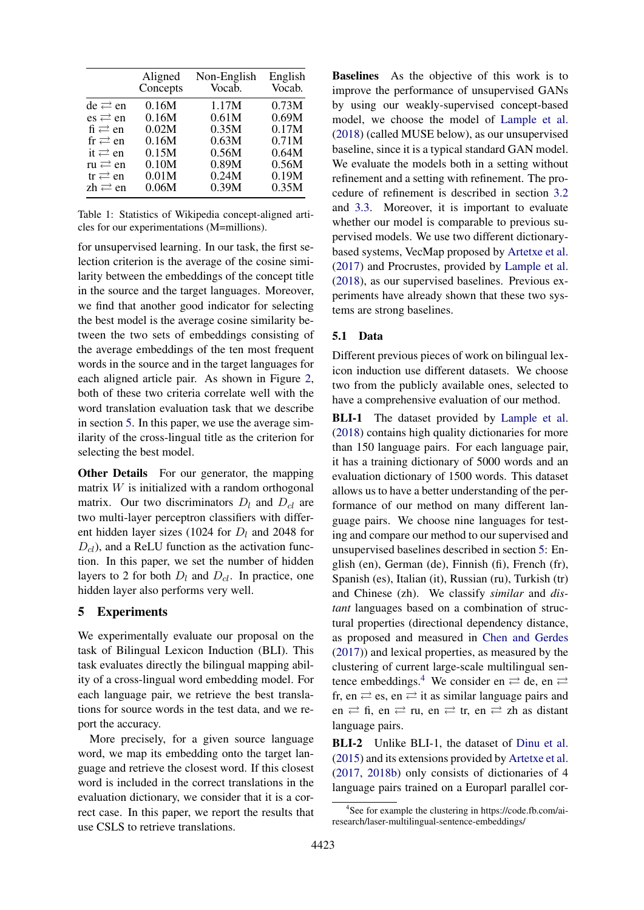| | Aligned Concepts | Non-English Vocab. | English Vocab. |
|---|---|---|---|
| de ⇄ en | 0.16M | 1.17M | 0.73M |
| es ⇄ en | 0.16M | 0.61M | 0.69M |
| fi ⇄ en | 0.02M | 0.35M | 0.17M |
| fr ⇄ en | 0.16M | 0.63M | 0.71M |
| it ⇄ en | 0.15M | 0.56M | 0.64M |
| ru ⇄ en | 0.10M | 0.89M | 0.56M |
| tr ⇄ en | 0.01M | 0.24M | 0.19M |
| zh ⇄ en | 0.06M | 0.39M | 0.35M |

Table 1: Statistics of Wikipedia concept-aligned articles for our experimentations (M=millions).

for unsupervised learning. In our task, the first selection criterion is the average of the cosine similarity between the embeddings of the concept title in the source and the target languages. Moreover, we find that another good indicator for selecting the best model is the average cosine similarity between the two sets of embeddings consisting of the average embeddings of the ten most frequent words in the source and in the target languages for each aligned article pair. As shown in Figure 2, both of these two criteria correlate well with the word translation evaluation task that we describe in section 5. In this paper, we use the average similarity of the cross-lingual title as the criterion for selecting the best model.

**Other Details** For our generator, the mapping matrix $W$ is initialized with a random orthogonal matrix. Our two discriminators $D_l$ and $D_{cl}$ are two multi-layer perceptron classifiers with different hidden layer sizes (1024 for $D_l$ and 2048 for $D_{cl}$), and a ReLU function as the activation function. In this paper, we set the number of hidden layers to 2 for both $D_l$ and $D_{cl}$. In practice, one hidden layer also performs very well.

## 5 Experiments

We experimentally evaluate our proposal on the task of Bilingual Lexicon Induction (BLI). This task evaluates directly the bilingual mapping ability of a cross-lingual word embedding model. For each language pair, we retrieve the best translations for source words in the test data, and we report the accuracy.

More precisely, for a given source language word, we map its embedding onto the target language and retrieve the closest word. If this closest word is included in the correct translations in the evaluation dictionary, we consider that it is a correct case. In this paper, we report the results that use CSLS to retrieve translations.

**Baselines** As the objective of this work is to improve the performance of unsupervised GANs by using our weakly-supervised concept-based model, we choose the model of Lample et al. (2018) (called MUSE below), as our unsupervised baseline, since it is a typical standard GAN model. We evaluate the models both in a setting without refinement and a setting with refinement. The procedure of refinement is described in section 3.2 and 3.3. Moreover, it is important to evaluate whether our model is comparable to previous supervised models. We use two different dictionary-based systems, VecMap proposed by Artetxe et al. (2017) and Procrustes, provided by Lample et al. (2018), as our supervised baselines. Previous experiments have already shown that these two systems are strong baselines.

### 5.1 Data

Different previous pieces of work on bilingual lexicon induction use different datasets. We choose two from the publicly available ones, selected to have a comprehensive evaluation of our method.

**BLI-1** The dataset provided by Lample et al. (2018) contains high quality dictionaries for more than 150 language pairs. For each language pair, it has a training dictionary of 5000 words and an evaluation dictionary of 1500 words. This dataset allows us to have a better understanding of the performance of our method on many different language pairs. We choose nine languages for testing and compare our method to our supervised and unsupervised baselines described in section 5: English (en), German (de), Finnish (fi), French (fr), Spanish (es), Italian (it), Russian (ru), Turkish (tr) and Chinese (zh). We classify *similar* and *distant* languages based on a combination of structural properties (directional dependency distance, as proposed and measured in Chen and Gerdes (2017)) and lexical properties, as measured by the clustering of current large-scale multilingual sentence embeddings.[4] We consider en ⇄ de, en ⇄ fr, en ⇄ es, en ⇄ it as similar language pairs and en ⇄ fi, en ⇄ ru, en ⇄ tr, en ⇄ zh as distant language pairs.

**BLI-2** Unlike BLI-1, the dataset of Dinu et al. (2015) and its extensions provided by Artetxe et al. (2017, 2018b) only consists of dictionaries of 4 language pairs trained on a Europarl parallel cor-

[4]See for example the clustering in https://code.fb.com/ai-research/laser-multilingual-sentence-embeddings/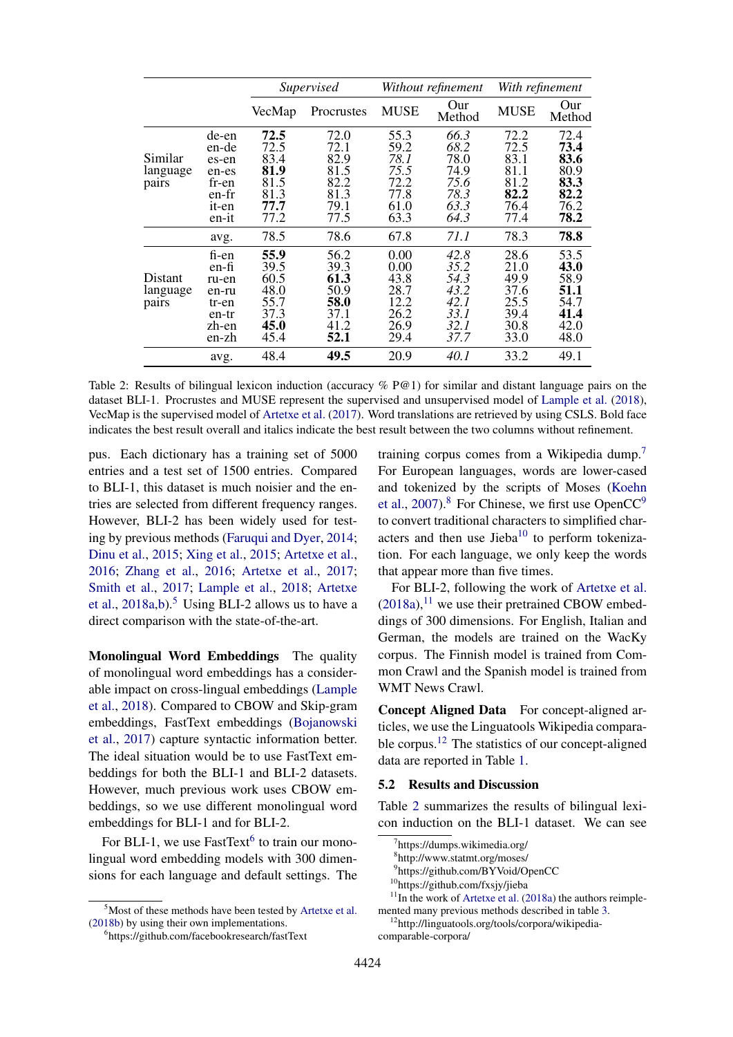| | | *Supervised* | | *Without refinement* | | *With refinement* | |
|---|---|---|---|---|---|---|---|
| | | VecMap | Procrustes | MUSE | Our Method | MUSE | Our Method |
| Similar language pairs | de-en | **72.5** | 72.0 | 55.3 | *66.3* | 72.2 | 72.4 |
| | en-de | 72.5 | 72.1 | 59.2 | *68.2* | 72.5 | **73.4** |
| | es-en | 83.4 | 82.9 | *78.1* | 78.0 | 83.1 | **83.6** |
| | en-es | **81.9** | 81.5 | *75.5* | 74.9 | 81.1 | 80.9 |
| | fr-en | 81.5 | 82.2 | 72.2 | *75.6* | 81.2 | **83.3** |
| | en-fr | 81.3 | 81.3 | 77.8 | *78.3* | **82.2** | **82.2** |
| | it-en | **77.7** | 79.1 | 61.0 | *63.3* | 76.4 | 76.2 |
| | en-it | 77.2 | 77.5 | 63.3 | *64.3* | 77.4 | **78.2** |
| | avg. | 78.5 | 78.6 | 67.8 | *71.1* | 78.3 | **78.8** |
| Distant language pairs | fi-en | **55.9** | 56.2 | 0.00 | *42.8* | 28.6 | 53.5 |
| | en-fi | 39.5 | 39.3 | 0.00 | *35.2* | 21.0 | **43.0** |
| | ru-en | 60.5 | **61.3** | 43.8 | *54.3* | 49.9 | 58.9 |
| | en-ru | 48.0 | 50.9 | 28.7 | *43.2* | 37.6 | **51.1** |
| | tr-en | 55.7 | **58.0** | 12.2 | *42.1* | 25.5 | 54.7 |
| | en-tr | 37.3 | 37.1 | 26.2 | *33.1* | 39.4 | **41.4** |
| | zh-en | **45.0** | 41.2 | 26.9 | *32.1* | 30.8 | 42.0 |
| | en-zh | 45.4 | **52.1** | 29.4 | *37.7* | 33.0 | 48.0 |
| | avg. | 48.4 | **49.5** | 20.9 | *40.1* | 33.2 | 49.1 |

Table 2: Results of bilingual lexicon induction (accuracy % P@1) for similar and distant language pairs on the dataset BLI-1. Procrustes and MUSE represent the supervised and unsupervised model of Lample et al. (2018), VecMap is the supervised model of Artetxe et al. (2017). Word translations are retrieved by using CSLS. Bold face indicates the best result overall and italics indicate the best result between the two columns without refinement.

pus. Each dictionary has a training set of 5000 entries and a test set of 1500 entries. Compared to BLI-1, this dataset is much noisier and the entries are selected from different frequency ranges. However, BLI-2 has been widely used for testing by previous methods (Faruqui and Dyer, 2014; Dinu et al., 2015; Xing et al., 2015; Artetxe et al., 2016; Zhang et al., 2016; Artetxe et al., 2017; Smith et al., 2017; Lample et al., 2018; Artetxe et al., 2018a,b).[5] Using BLI-2 allows us to have a direct comparison with the state-of-the-art.

**Monolingual Word Embeddings** The quality of monolingual word embeddings has a considerable impact on cross-lingual embeddings (Lample et al., 2018). Compared to CBOW and Skip-gram embeddings, FastText embeddings (Bojanowski et al., 2017) capture syntactic information better. The ideal situation would be to use FastText embeddings for both the BLI-1 and BLI-2 datasets. However, much previous work uses CBOW embeddings, so we use different monolingual word embeddings for BLI-1 and for BLI-2.

For BLI-1, we use FastText[6] to train our monolingual word embedding models with 300 dimensions for each language and default settings. The training corpus comes from a Wikipedia dump.[7] For European languages, words are lower-cased and tokenized by the scripts of Moses (Koehn et al., 2007).[8] For Chinese, we first use OpenCC[9] to convert traditional characters to simplified characters and then use Jieba[10] to perform tokenization. For each language, we only keep the words that appear more than five times.

For BLI-2, following the work of Artetxe et al. (2018a),[11] we use their pretrained CBOW embeddings of 300 dimensions. For English, Italian and German, the models are trained on the WacKy corpus. The Finnish model is trained from Common Crawl and the Spanish model is trained from WMT News Crawl.

**Concept Aligned Data** For concept-aligned articles, we use the Linguatools Wikipedia comparable corpus.[12] The statistics of our concept-aligned data are reported in Table 1.

### 5.2 Results and Discussion

Table 2 summarizes the results of bilingual lexicon induction on the BLI-1 dataset. We can see

[5] Most of these methods have been tested by Artetxe et al. (2018b) by using their own implementations.

[6] https://github.com/facebookresearch/fastText

[7] https://dumps.wikimedia.org/

[8] http://www.statmt.org/moses/

[9] https://github.com/BYVoid/OpenCC

[10] https://github.com/fxsjy/jieba

[11] In the work of Artetxe et al. (2018a) the authors reimplemented many previous methods described in table 3.

[12] http://linguatools.org/tools/corpora/wikipedia-comparable-corpora/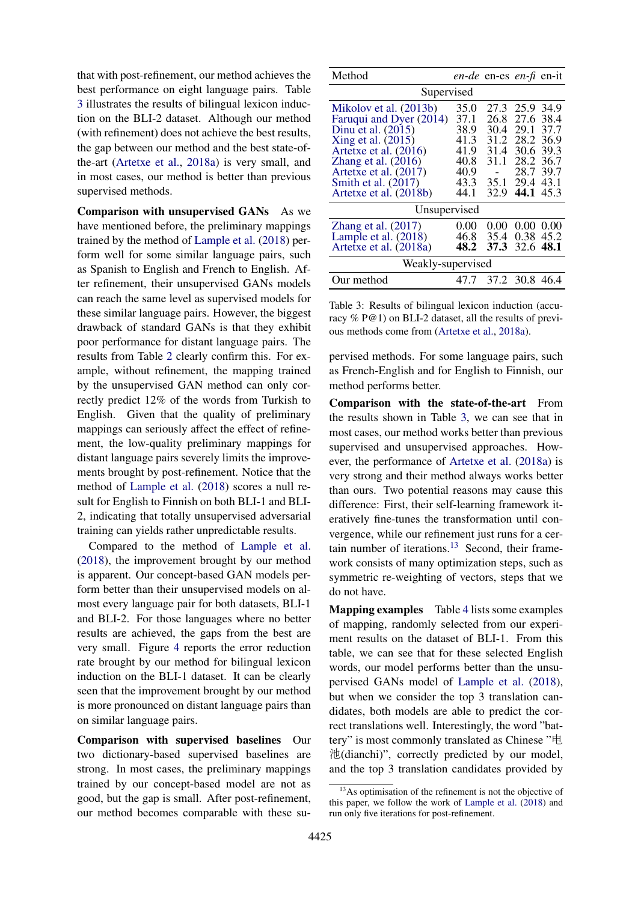that with post-refinement, our method achieves the best performance on eight language pairs. Table 3 illustrates the results of bilingual lexicon induction on the BLI-2 dataset. Although our method (with refinement) does not achieve the best results, the gap between our method and the best state-of-the-art (Artetxe et al., 2018a) is very small, and in most cases, our method is better than previous supervised methods.

**Comparison with unsupervised GANs** As we have mentioned before, the preliminary mappings trained by the method of Lample et al. (2018) perform well for some similar language pairs, such as Spanish to English and French to English. After refinement, their unsupervised GANs models can reach the same level as supervised models for these similar language pairs. However, the biggest drawback of standard GANs is that they exhibit poor performance for distant language pairs. The results from Table 2 clearly confirm this. For example, without refinement, the mapping trained by the unsupervised GAN method can only correctly predict 12% of the words from Turkish to English. Given that the quality of preliminary mappings can seriously affect the effect of refinement, the low-quality preliminary mappings for distant language pairs severely limits the improvements brought by post-refinement. Notice that the method of Lample et al. (2018) scores a null result for English to Finnish on both BLI-1 and BLI-2, indicating that totally unsupervised adversarial training can yields rather unpredictable results.

Compared to the method of Lample et al. (2018), the improvement brought by our method is apparent. Our concept-based GAN models perform better than their unsupervised models on almost every language pair for both datasets, BLI-1 and BLI-2. For those languages where no better results are achieved, the gaps from the best are very small. Figure 4 reports the error reduction rate brought by our method for bilingual lexicon induction on the BLI-1 dataset. It can be clearly seen that the improvement brought by our method is more pronounced on distant language pairs than on similar language pairs.

**Comparison with supervised baselines** Our two dictionary-based supervised baselines are strong. In most cases, the preliminary mappings trained by our concept-based model are not as good, but the gap is small. After post-refinement, our method becomes comparable with these supervised methods. For some language pairs, such as French-English and for English to Finnish, our method performs better.

| Method | *en-de* | en-es | *en-fi* | en-it |
|---|---|---|---|---|
| Supervised | | | | |
| Mikolov et al. (2013b) | 35.0 | 27.3 | 25.9 | 34.9 |
| Faruqui and Dyer (2014) | 37.1 | 26.8 | 27.6 | 38.4 |
| Dinu et al. (2015) | 38.9 | 30.4 | 29.1 | 37.7 |
| Xing et al. (2015) | 41.3 | 31.2 | 28.2 | 36.9 |
| Artetxe et al. (2016) | 41.9 | 31.4 | 30.6 | 39.3 |
| Zhang et al. (2016) | 40.8 | 31.1 | 28.2 | 36.7 |
| Artetxe et al. (2017) | 40.9 | - | 28.7 | 39.7 |
| Smith et al. (2017) | 43.3 | 35.1 | 29.4 | 43.1 |
| Artetxe et al. (2018b) | 44.1 | 32.9 | **44.1** | 45.3 |
| Unsupervised | | | | |
| Zhang et al. (2017) | 0.00 | 0.00 | 0.00 | 0.00 |
| Lample et al. (2018) | 46.8 | 35.4 | 0.38 | 45.2 |
| Artetxe et al. (2018a) | **48.2** | **37.3** | 32.6 | **48.1** |
| Weakly-supervised | | | | |
| Our method | 47.7 | 37.2 | 30.8 | 46.4 |

Table 3: Results of bilingual lexicon induction (accuracy % P@1) on BLI-2 dataset, all the results of previous methods come from (Artetxe et al., 2018a).

**Comparison with the state-of-the-art** From the results shown in Table 3, we can see that in most cases, our method works better than previous supervised and unsupervised approaches. However, the performance of Artetxe et al. (2018a) is very strong and their method always works better than ours. Two potential reasons may cause this difference: First, their self-learning framework iteratively fine-tunes the transformation until convergence, while our refinement just runs for a certain number of iterations.[13] Second, their framework consists of many optimization steps, such as symmetric re-weighting of vectors, steps that we do not have.

**Mapping examples** Table 4 lists some examples of mapping, randomly selected from our experiment results on the dataset of BLI-1. From this table, we can see that for these selected English words, our model performs better than the unsupervised GANs model of Lample et al. (2018), but when we consider the top 3 translation candidates, both models are able to predict the correct translations well. Interestingly, the word "battery" is most commonly translated as Chinese "电池(dianchi)", correctly predicted by our model, and the top 3 translation candidates provided by

[13]As optimisation of the refinement is not the objective of this paper, we follow the work of Lample et al. (2018) and run only five iterations for post-refinement.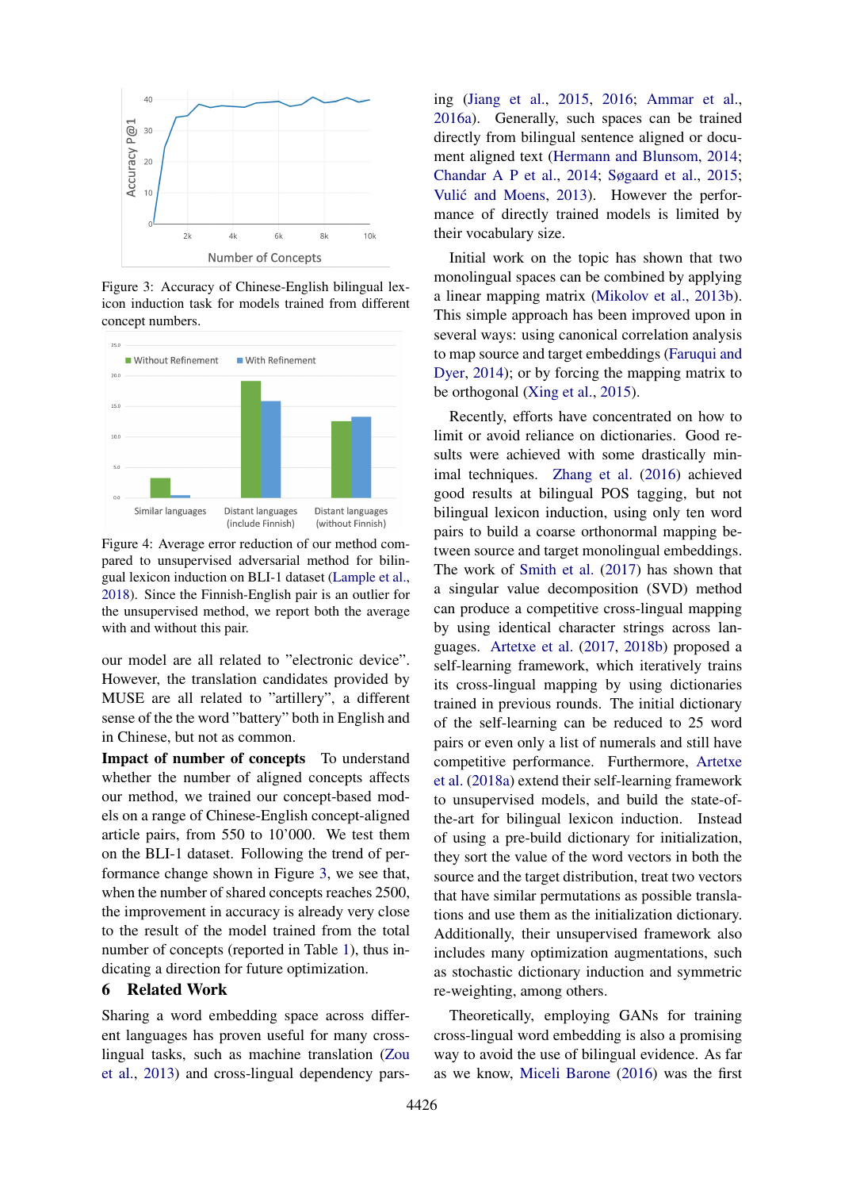Figure 3: Accuracy of Chinese-English bilingual lexicon induction task for models trained from different concept numbers.

Figure 4: Average error reduction of our method compared to unsupervised adversarial method for bilingual lexicon induction on BLI-1 dataset (Lample et al., 2018). Since the Finnish-English pair is an outlier for the unsupervised method, we report both the average with and without this pair.

our model are all related to "electronic device". However, the translation candidates provided by MUSE are all related to "artillery", a different sense of the the word "battery" both in English and in Chinese, but not as common.

**Impact of number of concepts** To understand whether the number of aligned concepts affects our method, we trained our concept-based models on a range of Chinese-English concept-aligned article pairs, from 550 to 10'000. We test them on the BLI-1 dataset. Following the trend of performance change shown in Figure 3, we see that, when the number of shared concepts reaches 2500, the improvement in accuracy is already very close to the result of the model trained from the total number of concepts (reported in Table 1), thus indicating a direction for future optimization.

## 6 Related Work

Sharing a word embedding space across different languages has proven useful for many cross-lingual tasks, such as machine translation (Zou et al., 2013) and cross-lingual dependency parsing (Jiang et al., 2015, 2016; Ammar et al., 2016a). Generally, such spaces can be trained directly from bilingual sentence aligned or document aligned text (Hermann and Blunsom, 2014; Chandar A P et al., 2014; Søgaard et al., 2015; Vulić and Moens, 2013). However the performance of directly trained models is limited by their vocabulary size.

Initial work on the topic has shown that two monolingual spaces can be combined by applying a linear mapping matrix (Mikolov et al., 2013b). This simple approach has been improved upon in several ways: using canonical correlation analysis to map source and target embeddings (Faruqui and Dyer, 2014); or by forcing the mapping matrix to be orthogonal (Xing et al., 2015).

Recently, efforts have concentrated on how to limit or avoid reliance on dictionaries. Good results were achieved with some drastically minimal techniques. Zhang et al. (2016) achieved good results at bilingual POS tagging, but not bilingual lexicon induction, using only ten word pairs to build a coarse orthonormal mapping between source and target monolingual embeddings. The work of Smith et al. (2017) has shown that a singular value decomposition (SVD) method can produce a competitive cross-lingual mapping by using identical character strings across languages. Artetxe et al. (2017, 2018b) proposed a self-learning framework, which iteratively trains its cross-lingual mapping by using dictionaries trained in previous rounds. The initial dictionary of the self-learning can be reduced to 25 word pairs or even only a list of numerals and still have competitive performance. Furthermore, Artetxe et al. (2018a) extend their self-learning framework to unsupervised models, and build the state-of-the-art for bilingual lexicon induction. Instead of using a pre-build dictionary for initialization, they sort the value of the word vectors in both the source and the target distribution, treat two vectors that have similar permutations as possible translations and use them as the initialization dictionary. Additionally, their unsupervised framework also includes many optimization augmentations, such as stochastic dictionary induction and symmetric re-weighting, among others.

Theoretically, employing GANs for training cross-lingual word embedding is also a promising way to avoid the use of bilingual evidence. As far as we know, Miceli Barone (2016) was the first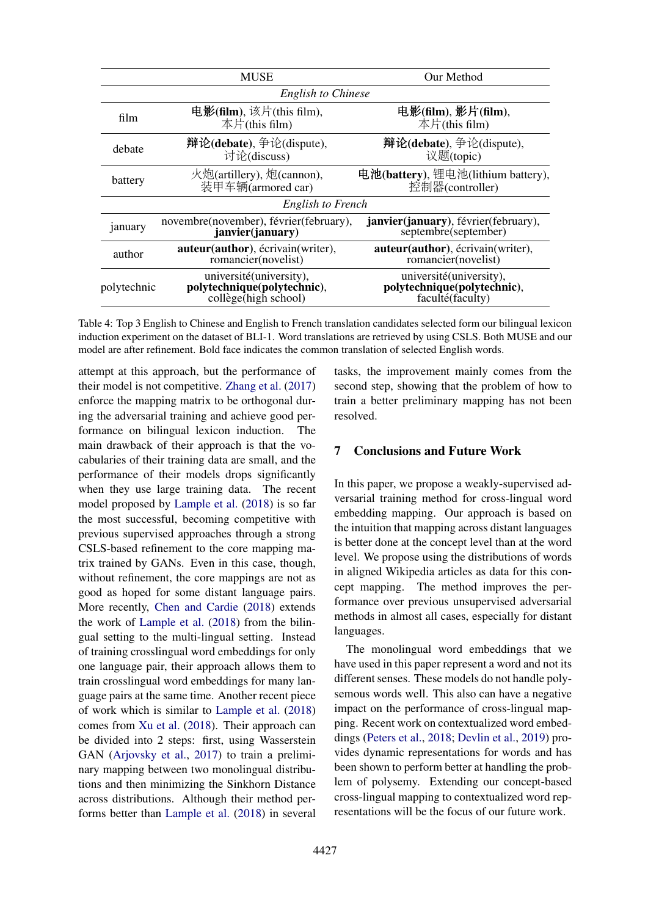| | MUSE | Our Method |
|---|---|---|
| | *English to Chinese* | |
| film | **电影(film)**, 该片(this film), 本片(this film) | **电影(film)**, **影片(film)**, 本片(this film) |
| debate | **辩论(debate)**, 争论(dispute), 讨论(discuss) | **辩论(debate)**, 争论(dispute), 议题(topic) |
| battery | 火炮(artillery), 炮(cannon), 装甲车辆(armored car) | **电池(battery)**, 锂电池(lithium battery), 控制器(controller) |
| | *English to French* | |
| january | novembre(november), février(february), **janvier(january)** | **janvier(january)**, février(february), septembre(september) |
| author | **auteur(author)**, écrivain(writer), romancier(novelist) | **auteur(author)**, écrivain(writer), romancier(novelist) |
| polytechnic | université(university), **polytechnique(polytechnic)**, collège(high school) | université(university), **polytechnique(polytechnic)**, faculté(faculty) |

Table 4: Top 3 English to Chinese and English to French translation candidates selected form our bilingual lexicon induction experiment on the dataset of BLI-1. Word translations are retrieved by using CSLS. Both MUSE and our model are after refinement. Bold face indicates the common translation of selected English words.

attempt at this approach, but the performance of their model is not competitive. Zhang et al. (2017) enforce the mapping matrix to be orthogonal during the adversarial training and achieve good performance on bilingual lexicon induction. The main drawback of their approach is that the vocabularies of their training data are small, and the performance of their models drops significantly when they use large training data. The recent model proposed by Lample et al. (2018) is so far the most successful, becoming competitive with previous supervised approaches through a strong CSLS-based refinement to the core mapping matrix trained by GANs. Even in this case, though, without refinement, the core mappings are not as good as hoped for some distant language pairs. More recently, Chen and Cardie (2018) extends the work of Lample et al. (2018) from the bilingual setting to the multi-lingual setting. Instead of training crosslingual word embeddings for only one language pair, their approach allows them to train crosslingual word embeddings for many language pairs at the same time. Another recent piece of work which is similar to Lample et al. (2018) comes from Xu et al. (2018). Their approach can be divided into 2 steps: first, using Wasserstein GAN (Arjovsky et al., 2017) to train a preliminary mapping between two monolingual distributions and then minimizing the Sinkhorn Distance across distributions. Although their method performs better than Lample et al. (2018) in several tasks, the improvement mainly comes from the second step, showing that the problem of how to train a better preliminary mapping has not been resolved.

## 7 Conclusions and Future Work

In this paper, we propose a weakly-supervised adversarial training method for cross-lingual word embedding mapping. Our approach is based on the intuition that mapping across distant languages is better done at the concept level than at the word level. We propose using the distributions of words in aligned Wikipedia articles as data for this concept mapping. The method improves the performance over previous unsupervised adversarial methods in almost all cases, especially for distant languages.

The monolingual word embeddings that we have used in this paper represent a word and not its different senses. These models do not handle polysemous words well. This also can have a negative impact on the performance of cross-lingual mapping. Recent work on contextualized word embeddings (Peters et al., 2018; Devlin et al., 2019) provides dynamic representations for words and has been shown to perform better at handling the problem of polysemy. Extending our concept-based cross-lingual mapping to contextualized word representations will be the focus of our future work.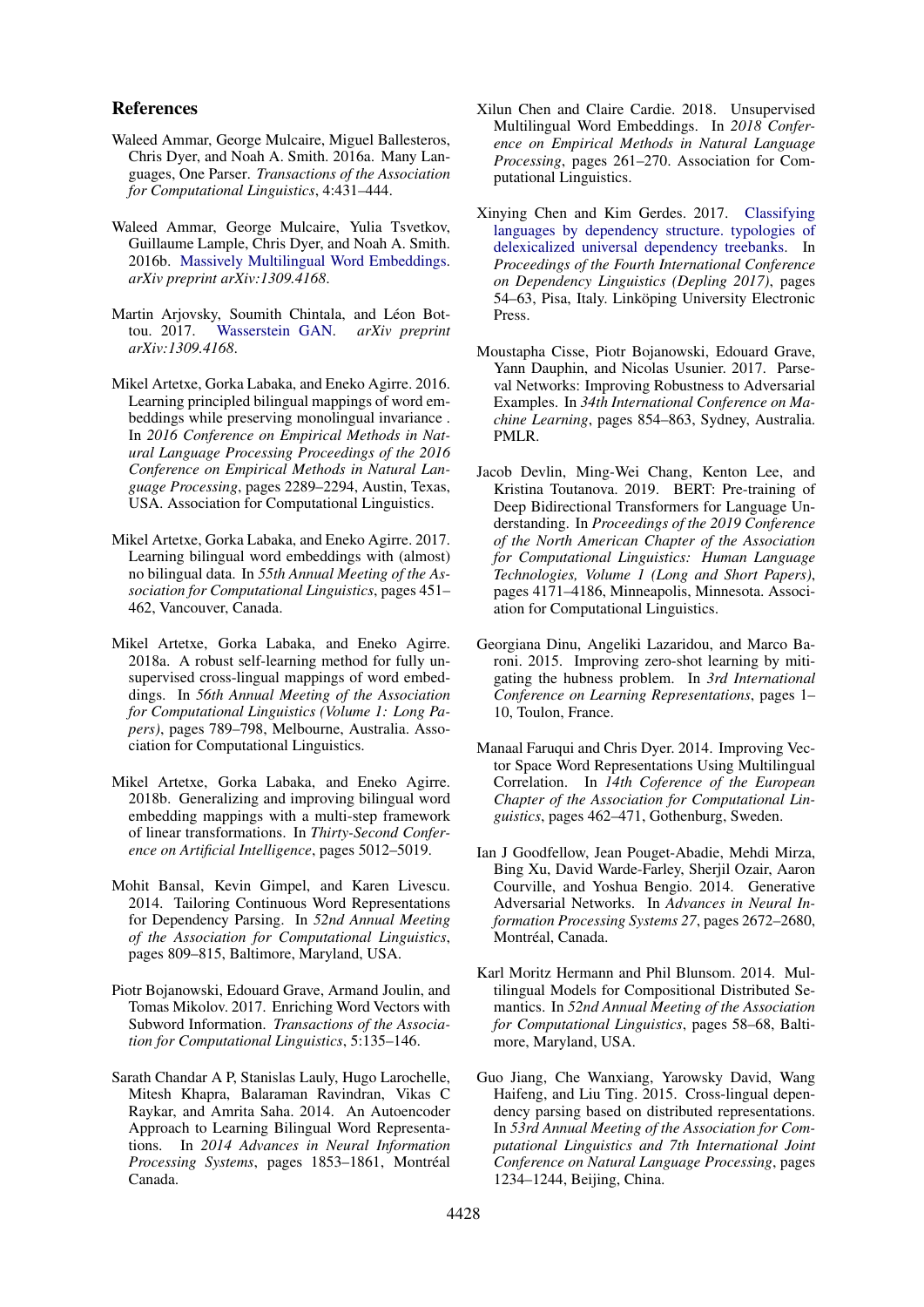## References

Waleed Ammar, George Mulcaire, Miguel Ballesteros, Chris Dyer, and Noah A. Smith. 2016a. Many Languages, One Parser. *Transactions of the Association for Computational Linguistics*, 4:431–444.

Waleed Ammar, George Mulcaire, Yulia Tsvetkov, Guillaume Lample, Chris Dyer, and Noah A. Smith. 2016b. Massively Multilingual Word Embeddings. *arXiv preprint arXiv:1309.4168*.

Martin Arjovsky, Soumith Chintala, and Léon Bottou. 2017. Wasserstein GAN. *arXiv preprint arXiv:1309.4168*.

Mikel Artetxe, Gorka Labaka, and Eneko Agirre. 2016. Learning principled bilingual mappings of word embeddings while preserving monolingual invariance. In *2016 Conference on Empirical Methods in Natural Language Processing Proceedings of the 2016 Conference on Empirical Methods in Natural Language Processing*, pages 2289–2294, Austin, Texas, USA. Association for Computational Linguistics.

Mikel Artetxe, Gorka Labaka, and Eneko Agirre. 2017. Learning bilingual word embeddings with (almost) no bilingual data. In *55th Annual Meeting of the Association for Computational Linguistics*, pages 451–462, Vancouver, Canada.

Mikel Artetxe, Gorka Labaka, and Eneko Agirre. 2018a. A robust self-learning method for fully unsupervised cross-lingual mappings of word embeddings. In *56th Annual Meeting of the Association for Computational Linguistics (Volume 1: Long Papers)*, pages 789–798, Melbourne, Australia. Association for Computational Linguistics.

Mikel Artetxe, Gorka Labaka, and Eneko Agirre. 2018b. Generalizing and improving bilingual word embedding mappings with a multi-step framework of linear transformations. In *Thirty-Second Conference on Artificial Intelligence*, pages 5012–5019.

Mohit Bansal, Kevin Gimpel, and Karen Livescu. 2014. Tailoring Continuous Word Representations for Dependency Parsing. In *52nd Annual Meeting of the Association for Computational Linguistics*, pages 809–815, Baltimore, Maryland, USA.

Piotr Bojanowski, Edouard Grave, Armand Joulin, and Tomas Mikolov. 2017. Enriching Word Vectors with Subword Information. *Transactions of the Association for Computational Linguistics*, 5:135–146.

Sarath Chandar A P, Stanislas Lauly, Hugo Larochelle, Mitesh Khapra, Balaraman Ravindran, Vikas C Raykar, and Amrita Saha. 2014. An Autoencoder Approach to Learning Bilingual Word Representations. In *2014 Advances in Neural Information Processing Systems*, pages 1853–1861, Montréal Canada.

Xilun Chen and Claire Cardie. 2018. Unsupervised Multilingual Word Embeddings. In *2018 Conference on Empirical Methods in Natural Language Processing*, pages 261–270. Association for Computational Linguistics.

Xinying Chen and Kim Gerdes. 2017. Classifying languages by dependency structure. typologies of delexicalized universal dependency treebanks. In *Proceedings of the Fourth International Conference on Dependency Linguistics (Depling 2017)*, pages 54–63, Pisa, Italy. Linköping University Electronic Press.

Moustapha Cisse, Piotr Bojanowski, Edouard Grave, Yann Dauphin, and Nicolas Usunier. 2017. Parseval Networks: Improving Robustness to Adversarial Examples. In *34th International Conference on Machine Learning*, pages 854–863, Sydney, Australia. PMLR.

Jacob Devlin, Ming-Wei Chang, Kenton Lee, and Kristina Toutanova. 2019. BERT: Pre-training of Deep Bidirectional Transformers for Language Understanding. In *Proceedings of the 2019 Conference of the North American Chapter of the Association for Computational Linguistics: Human Language Technologies, Volume 1 (Long and Short Papers)*, pages 4171–4186, Minneapolis, Minnesota. Association for Computational Linguistics.

Georgiana Dinu, Angeliki Lazaridou, and Marco Baroni. 2015. Improving zero-shot learning by mitigating the hubness problem. In *3rd International Conference on Learning Representations*, pages 1–10, Toulon, France.

Manaal Faruqui and Chris Dyer. 2014. Improving Vector Space Word Representations Using Multilingual Correlation. In *14th Coference of the European Chapter of the Association for Computational Linguistics*, pages 462–471, Gothenburg, Sweden.

Ian J Goodfellow, Jean Pouget-Abadie, Mehdi Mirza, Bing Xu, David Warde-Farley, Sherjil Ozair, Aaron Courville, and Yoshua Bengio. 2014. Generative Adversarial Networks. In *Advances in Neural Information Processing Systems 27*, pages 2672–2680, Montréal, Canada.

Karl Moritz Hermann and Phil Blunsom. 2014. Multilingual Models for Compositional Distributed Semantics. In *52nd Annual Meeting of the Association for Computational Linguistics*, pages 58–68, Baltimore, Maryland, USA.

Guo Jiang, Che Wanxiang, Yarowsky David, Wang Haifeng, and Liu Ting. 2015. Cross-lingual dependency parsing based on distributed representations. In *53rd Annual Meeting of the Association for Computational Linguistics and 7th International Joint Conference on Natural Language Processing*, pages 1234–1244, Beijing, China.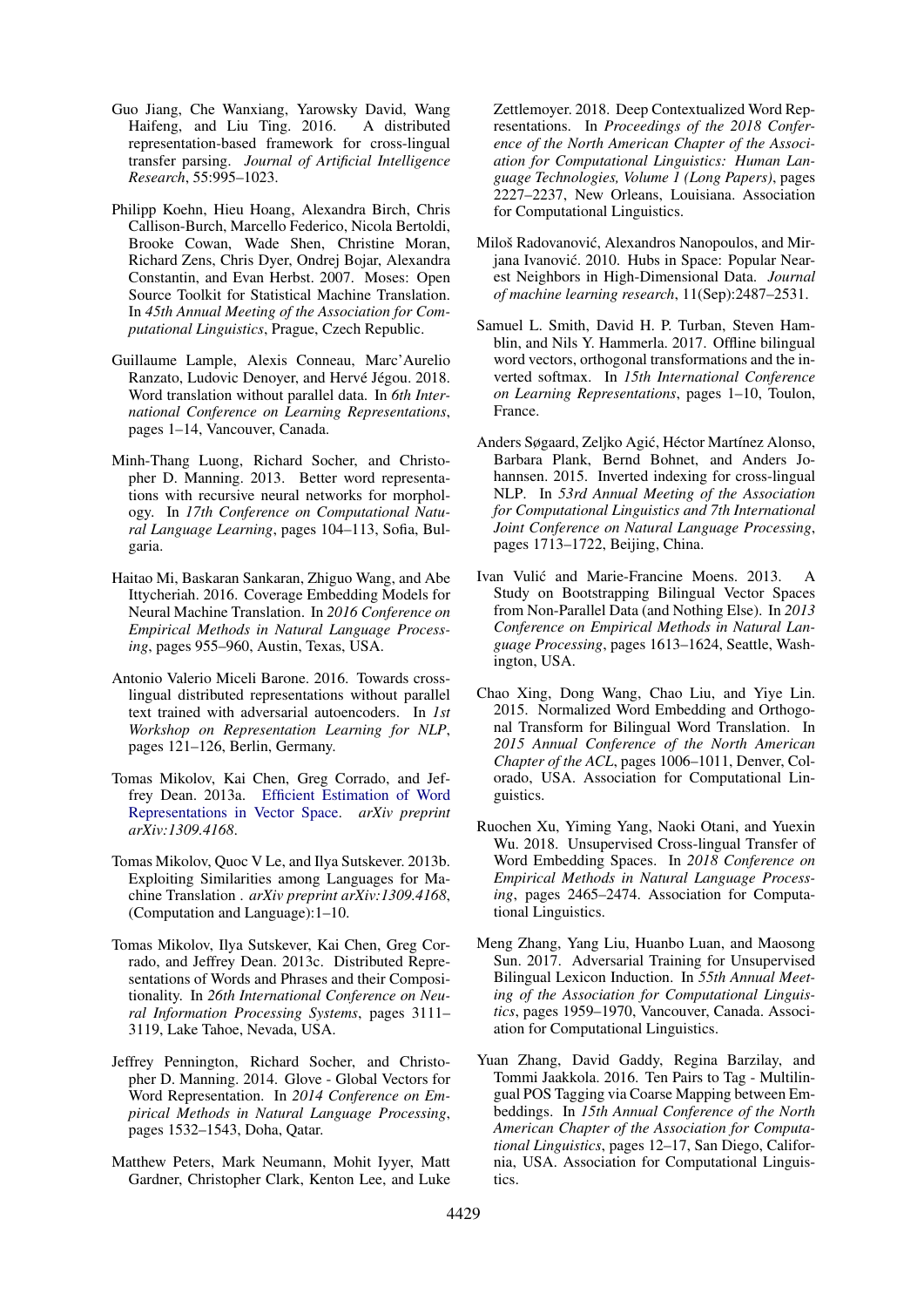Guo Jiang, Che Wanxiang, Yarowsky David, Wang Haifeng, and Liu Ting. 2016. A distributed representation-based framework for cross-lingual transfer parsing. *Journal of Artificial Intelligence Research*, 55:995–1023.

Philipp Koehn, Hieu Hoang, Alexandra Birch, Chris Callison-Burch, Marcello Federico, Nicola Bertoldi, Brooke Cowan, Wade Shen, Christine Moran, Richard Zens, Chris Dyer, Ondrej Bojar, Alexandra Constantin, and Evan Herbst. 2007. Moses: Open Source Toolkit for Statistical Machine Translation. In *45th Annual Meeting of the Association for Computational Linguistics*, Prague, Czech Republic.

Guillaume Lample, Alexis Conneau, Marc'Aurelio Ranzato, Ludovic Denoyer, and Hervé Jégou. 2018. Word translation without parallel data. In *6th International Conference on Learning Representations*, pages 1–14, Vancouver, Canada.

Minh-Thang Luong, Richard Socher, and Christopher D. Manning. 2013. Better word representations with recursive neural networks for morphology. In *17th Conference on Computational Natural Language Learning*, pages 104–113, Sofia, Bulgaria.

Haitao Mi, Baskaran Sankaran, Zhiguo Wang, and Abe Ittycheriah. 2016. Coverage Embedding Models for Neural Machine Translation. In *2016 Conference on Empirical Methods in Natural Language Processing*, pages 955–960, Austin, Texas, USA.

Antonio Valerio Miceli Barone. 2016. Towards cross-lingual distributed representations without parallel text trained with adversarial autoencoders. In *1st Workshop on Representation Learning for NLP*, pages 121–126, Berlin, Germany.

Tomas Mikolov, Kai Chen, Greg Corrado, and Jeffrey Dean. 2013a. Efficient Estimation of Word Representations in Vector Space. *arXiv preprint arXiv:1309.4168*.

Tomas Mikolov, Quoc V Le, and Ilya Sutskever. 2013b. Exploiting Similarities among Languages for Machine Translation . *arXiv preprint arXiv:1309.4168*, (Computation and Language):1–10.

Tomas Mikolov, Ilya Sutskever, Kai Chen, Greg Corrado, and Jeffrey Dean. 2013c. Distributed Representations of Words and Phrases and their Compositionality. In *26th International Conference on Neural Information Processing Systems*, pages 3111–3119, Lake Tahoe, Nevada, USA.

Jeffrey Pennington, Richard Socher, and Christopher D. Manning. 2014. Glove - Global Vectors for Word Representation. In *2014 Conference on Empirical Methods in Natural Language Processing*, pages 1532–1543, Doha, Qatar.

Matthew Peters, Mark Neumann, Mohit Iyyer, Matt Gardner, Christopher Clark, Kenton Lee, and Luke Zettlemoyer. 2018. Deep Contextualized Word Representations. In *Proceedings of the 2018 Conference of the North American Chapter of the Association for Computational Linguistics: Human Language Technologies, Volume 1 (Long Papers)*, pages 2227–2237, New Orleans, Louisiana. Association for Computational Linguistics.

Miloš Radovanović, Alexandros Nanopoulos, and Mirjana Ivanović. 2010. Hubs in Space: Popular Nearest Neighbors in High-Dimensional Data. *Journal of machine learning research*, 11(Sep):2487–2531.

Samuel L. Smith, David H. P. Turban, Steven Hamblin, and Nils Y. Hammerla. 2017. Offline bilingual word vectors, orthogonal transformations and the inverted softmax. In *15th International Conference on Learning Representations*, pages 1–10, Toulon, France.

Anders Søgaard, Zeljko Agić, Héctor Martínez Alonso, Barbara Plank, Bernd Bohnet, and Anders Johannsen. 2015. Inverted indexing for cross-lingual NLP. In *53rd Annual Meeting of the Association for Computational Linguistics and 7th International Joint Conference on Natural Language Processing*, pages 1713–1722, Beijing, China.

Ivan Vulić and Marie-Francine Moens. 2013. A Study on Bootstrapping Bilingual Vector Spaces from Non-Parallel Data (and Nothing Else). In *2013 Conference on Empirical Methods in Natural Language Processing*, pages 1613–1624, Seattle, Washington, USA.

Chao Xing, Dong Wang, Chao Liu, and Yiye Lin. 2015. Normalized Word Embedding and Orthogonal Transform for Bilingual Word Translation. In *2015 Annual Conference of the North American Chapter of the ACL*, pages 1006–1011, Denver, Colorado, USA. Association for Computational Linguistics.

Ruochen Xu, Yiming Yang, Naoki Otani, and Yuexin Wu. 2018. Unsupervised Cross-lingual Transfer of Word Embedding Spaces. In *2018 Conference on Empirical Methods in Natural Language Processing*, pages 2465–2474. Association for Computational Linguistics.

Meng Zhang, Yang Liu, Huanbo Luan, and Maosong Sun. 2017. Adversarial Training for Unsupervised Bilingual Lexicon Induction. In *55th Annual Meeting of the Association for Computational Linguistics*, pages 1959–1970, Vancouver, Canada. Association for Computational Linguistics.

Yuan Zhang, David Gaddy, Regina Barzilay, and Tommi Jaakkola. 2016. Ten Pairs to Tag - Multilingual POS Tagging via Coarse Mapping between Embeddings. In *15th Annual Conference of the North American Chapter of the Association for Computational Linguistics*, pages 12–17, San Diego, California, USA. Association for Computational Linguistics.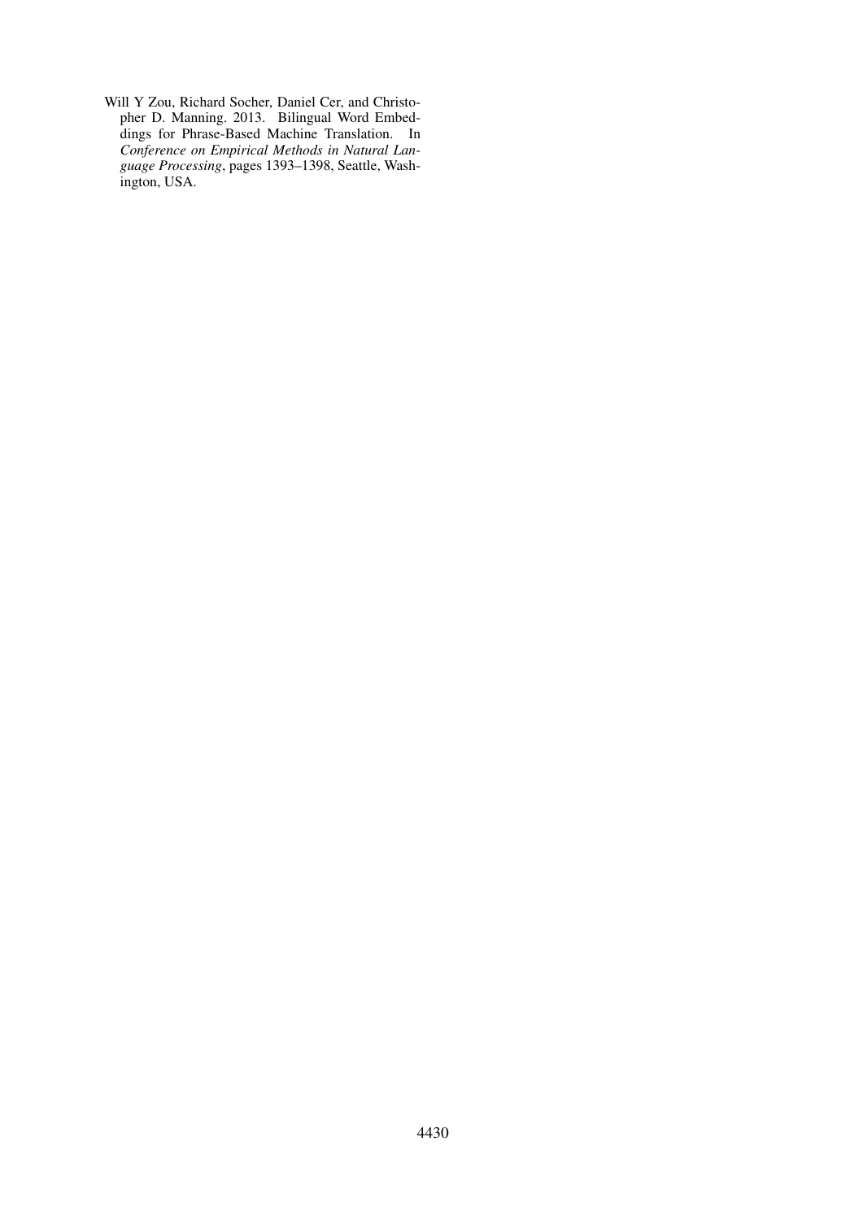Will Y Zou, Richard Socher, Daniel Cer, and Christopher D. Manning. 2013. Bilingual Word Embeddings for Phrase-Based Machine Translation. In *Conference on Empirical Methods in Natural Language Processing*, pages 1393–1398, Seattle, Washington, USA.